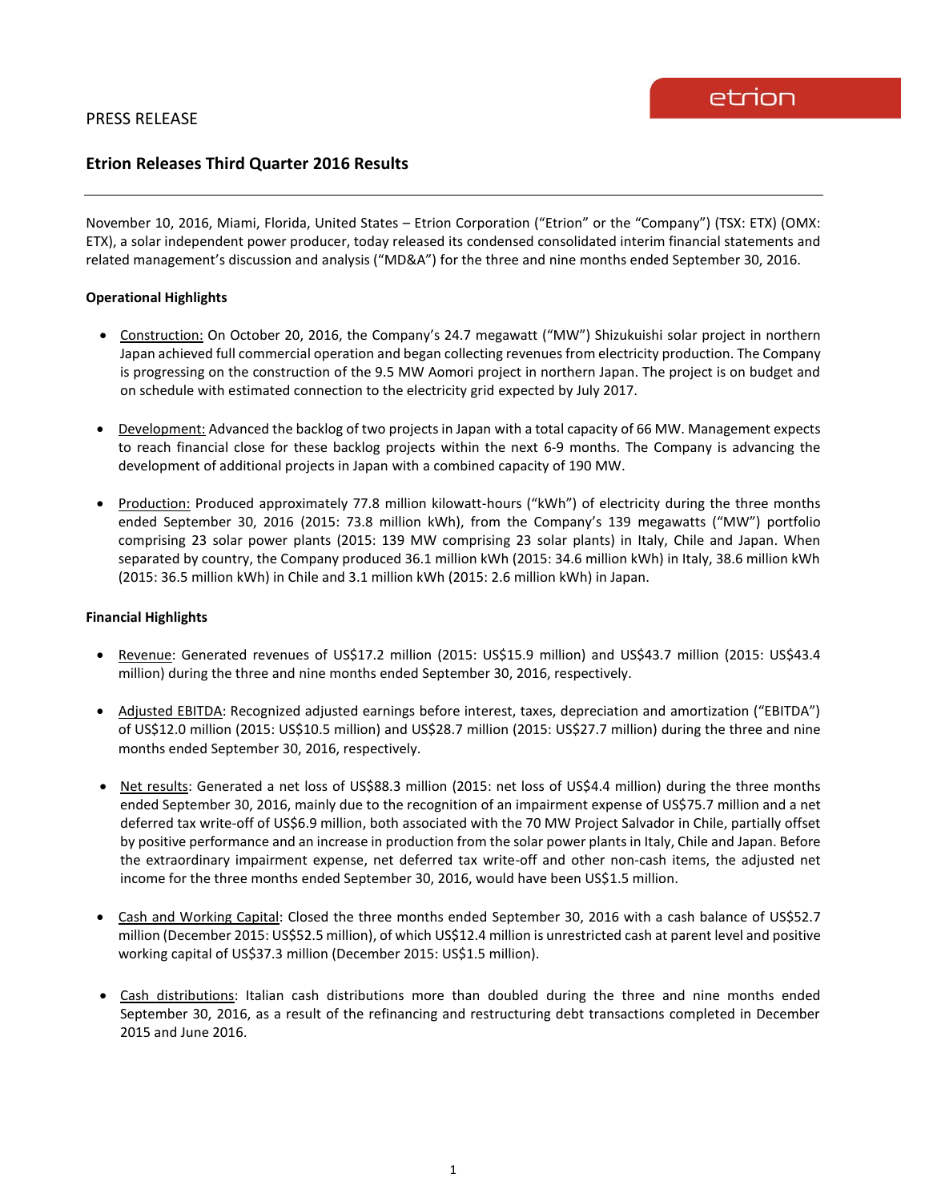PRESS RELEASE

# Etrion Releases Third Quarter 2016 Results

November 10, 2016, Miami, Florida, United States – Etrion Corporation ("Etrion" or the "Company") (TSX: ETX) (OMX: ETX), a solar independent power producer, today released its condensed consolidated interim financial statements and related management's discussion and analysis ("MD&A") for the three and nine months ended September 30, 2016.

**Operational Highlights**

- Construction: On October 20, 2016, the Company's 24.7 megawatt ("MW") Shizukuishi solar project in northern Japan achieved full commercial operation and began collecting revenues from electricity production. The Company is progressing on the construction of the 9.5 MW Aomori project in northern Japan. The project is on budget and on schedule with estimated connection to the electricity grid expected by July 2017.

- Development: Advanced the backlog of two projects in Japan with a total capacity of 66 MW. Management expects to reach financial close for these backlog projects within the next 6-9 months. The Company is advancing the development of additional projects in Japan with a combined capacity of 190 MW.

- Production: Produced approximately 77.8 million kilowatt-hours ("kWh") of electricity during the three months ended September 30, 2016 (2015: 73.8 million kWh), from the Company's 139 megawatts ("MW") portfolio comprising 23 solar power plants (2015: 139 MW comprising 23 solar plants) in Italy, Chile and Japan. When separated by country, the Company produced 36.1 million kWh (2015: 34.6 million kWh) in Italy, 38.6 million kWh (2015: 36.5 million kWh) in Chile and 3.1 million kWh (2015: 2.6 million kWh) in Japan.

**Financial Highlights**

- Revenue: Generated revenues of US$17.2 million (2015: US$15.9 million) and US$43.7 million (2015: US$43.4 million) during the three and nine months ended September 30, 2016, respectively.

- Adjusted EBITDA: Recognized adjusted earnings before interest, taxes, depreciation and amortization ("EBITDA") of US$12.0 million (2015: US$10.5 million) and US$28.7 million (2015: US$27.7 million) during the three and nine months ended September 30, 2016, respectively.

- Net results: Generated a net loss of US$88.3 million (2015: net loss of US$4.4 million) during the three months ended September 30, 2016, mainly due to the recognition of an impairment expense of US$75.7 million and a net deferred tax write-off of US$6.9 million, both associated with the 70 MW Project Salvador in Chile, partially offset by positive performance and an increase in production from the solar power plants in Italy, Chile and Japan. Before the extraordinary impairment expense, net deferred tax write-off and other non-cash items, the adjusted net income for the three months ended September 30, 2016, would have been US$1.5 million.

- Cash and Working Capital: Closed the three months ended September 30, 2016 with a cash balance of US$52.7 million (December 2015: US$52.5 million), of which US$12.4 million is unrestricted cash at parent level and positive working capital of US$37.3 million (December 2015: US$1.5 million).

- Cash distributions: Italian cash distributions more than doubled during the three and nine months ended September 30, 2016, as a result of the refinancing and restructuring debt transactions completed in December 2015 and June 2016.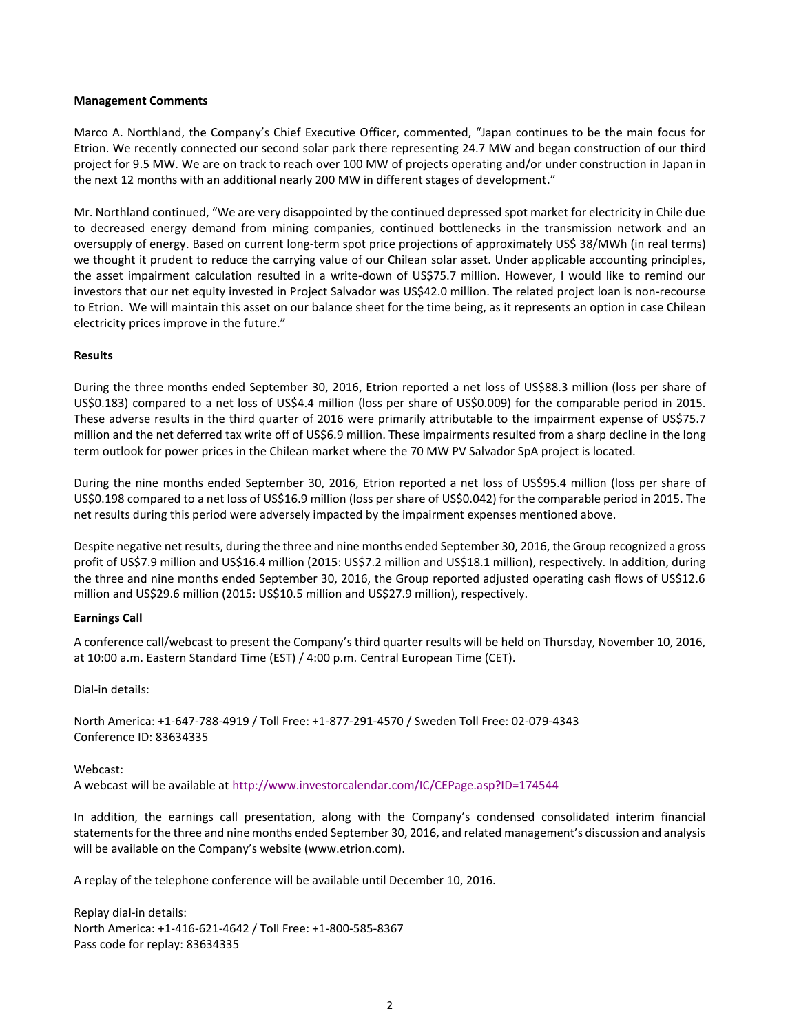**Management Comments**

Marco A. Northland, the Company's Chief Executive Officer, commented, "Japan continues to be the main focus for Etrion. We recently connected our second solar park there representing 24.7 MW and began construction of our third project for 9.5 MW. We are on track to reach over 100 MW of projects operating and/or under construction in Japan in the next 12 months with an additional nearly 200 MW in different stages of development."

Mr. Northland continued, "We are very disappointed by the continued depressed spot market for electricity in Chile due to decreased energy demand from mining companies, continued bottlenecks in the transmission network and an oversupply of energy. Based on current long-term spot price projections of approximately US$ 38/MWh (in real terms) we thought it prudent to reduce the carrying value of our Chilean solar asset. Under applicable accounting principles, the asset impairment calculation resulted in a write-down of US$75.7 million. However, I would like to remind our investors that our net equity invested in Project Salvador was US$42.0 million. The related project loan is non-recourse to Etrion. We will maintain this asset on our balance sheet for the time being, as it represents an option in case Chilean electricity prices improve in the future."

**Results**

During the three months ended September 30, 2016, Etrion reported a net loss of US$88.3 million (loss per share of US$0.183) compared to a net loss of US$4.4 million (loss per share of US$0.009) for the comparable period in 2015. These adverse results in the third quarter of 2016 were primarily attributable to the impairment expense of US$75.7 million and the net deferred tax write off of US$6.9 million. These impairments resulted from a sharp decline in the long term outlook for power prices in the Chilean market where the 70 MW PV Salvador SpA project is located.

During the nine months ended September 30, 2016, Etrion reported a net loss of US$95.4 million (loss per share of US$0.198 compared to a net loss of US$16.9 million (loss per share of US$0.042) for the comparable period in 2015. The net results during this period were adversely impacted by the impairment expenses mentioned above.

Despite negative net results, during the three and nine months ended September 30, 2016, the Group recognized a gross profit of US$7.9 million and US$16.4 million (2015: US$7.2 million and US$18.1 million), respectively. In addition, during the three and nine months ended September 30, 2016, the Group reported adjusted operating cash flows of US$12.6 million and US$29.6 million (2015: US$10.5 million and US$27.9 million), respectively.

**Earnings Call**

A conference call/webcast to present the Company's third quarter results will be held on Thursday, November 10, 2016, at 10:00 a.m. Eastern Standard Time (EST) / 4:00 p.m. Central European Time (CET).

Dial-in details:

North America: +1-647-788-4919 / Toll Free: +1-877-291-4570 / Sweden Toll Free: 02-079-4343
Conference ID: 83634335

Webcast:
A webcast will be available at http://www.investorcalendar.com/IC/CEPage.asp?ID=174544

In addition, the earnings call presentation, along with the Company's condensed consolidated interim financial statements for the three and nine months ended September 30, 2016, and related management's discussion and analysis will be available on the Company's website (www.etrion.com).

A replay of the telephone conference will be available until December 10, 2016.

Replay dial-in details:
North America: +1-416-621-4642 / Toll Free: +1-800-585-8367
Pass code for replay: 83634335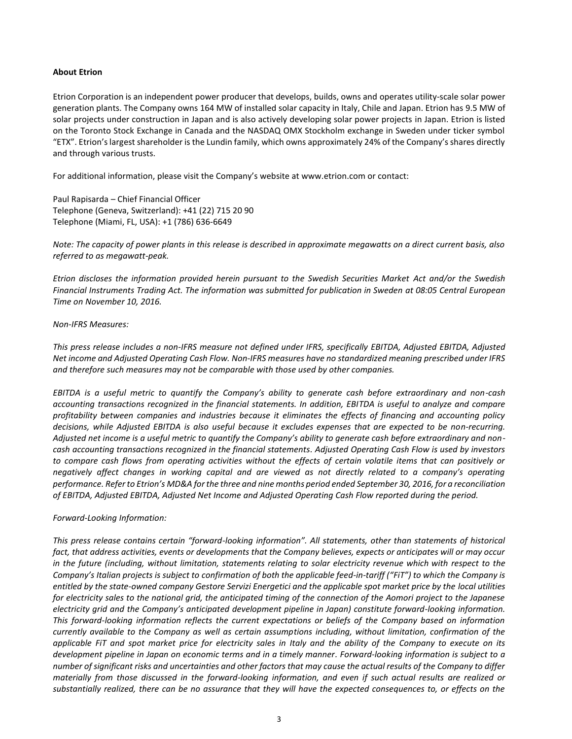**About Etrion**

Etrion Corporation is an independent power producer that develops, builds, owns and operates utility-scale solar power generation plants. The Company owns 164 MW of installed solar capacity in Italy, Chile and Japan. Etrion has 9.5 MW of solar projects under construction in Japan and is also actively developing solar power projects in Japan. Etrion is listed on the Toronto Stock Exchange in Canada and the NASDAQ OMX Stockholm exchange in Sweden under ticker symbol "ETX". Etrion's largest shareholder is the Lundin family, which owns approximately 24% of the Company's shares directly and through various trusts.

For additional information, please visit the Company's website at www.etrion.com or contact:

Paul Rapisarda – Chief Financial Officer
Telephone (Geneva, Switzerland): +41 (22) 715 20 90
Telephone (Miami, FL, USA): +1 (786) 636-6649

*Note: The capacity of power plants in this release is described in approximate megawatts on a direct current basis, also referred to as megawatt-peak.*

*Etrion discloses the information provided herein pursuant to the Swedish Securities Market Act and/or the Swedish Financial Instruments Trading Act. The information was submitted for publication in Sweden at 08:05 Central European Time on November 10, 2016.*

*Non-IFRS Measures:*

*This press release includes a non-IFRS measure not defined under IFRS, specifically EBITDA, Adjusted EBITDA, Adjusted Net income and Adjusted Operating Cash Flow. Non-IFRS measures have no standardized meaning prescribed under IFRS and therefore such measures may not be comparable with those used by other companies.*

*EBITDA is a useful metric to quantify the Company's ability to generate cash before extraordinary and non-cash accounting transactions recognized in the financial statements. In addition, EBITDA is useful to analyze and compare profitability between companies and industries because it eliminates the effects of financing and accounting policy decisions, while Adjusted EBITDA is also useful because it excludes expenses that are expected to be non-recurring. Adjusted net income is a useful metric to quantify the Company's ability to generate cash before extraordinary and non-cash accounting transactions recognized in the financial statements. Adjusted Operating Cash Flow is used by investors to compare cash flows from operating activities without the effects of certain volatile items that can positively or negatively affect changes in working capital and are viewed as not directly related to a company's operating performance. Refer to Etrion's MD&A for the three and nine months period ended September 30, 2016, for a reconciliation of EBITDA, Adjusted EBITDA, Adjusted Net Income and Adjusted Operating Cash Flow reported during the period.*

*Forward-Looking Information:*

*This press release contains certain "forward-looking information". All statements, other than statements of historical fact, that address activities, events or developments that the Company believes, expects or anticipates will or may occur in the future (including, without limitation, statements relating to solar electricity revenue which with respect to the Company's Italian projects is subject to confirmation of both the applicable feed-in-tariff ("FiT") to which the Company is entitled by the state-owned company Gestore Servizi Energetici and the applicable spot market price by the local utilities for electricity sales to the national grid, the anticipated timing of the connection of the Aomori project to the Japanese electricity grid and the Company's anticipated development pipeline in Japan) constitute forward-looking information. This forward-looking information reflects the current expectations or beliefs of the Company based on information currently available to the Company as well as certain assumptions including, without limitation, confirmation of the applicable FiT and spot market price for electricity sales in Italy and the ability of the Company to execute on its development pipeline in Japan on economic terms and in a timely manner. Forward-looking information is subject to a number of significant risks and uncertainties and other factors that may cause the actual results of the Company to differ materially from those discussed in the forward-looking information, and even if such actual results are realized or substantially realized, there can be no assurance that they will have the expected consequences to, or effects on the*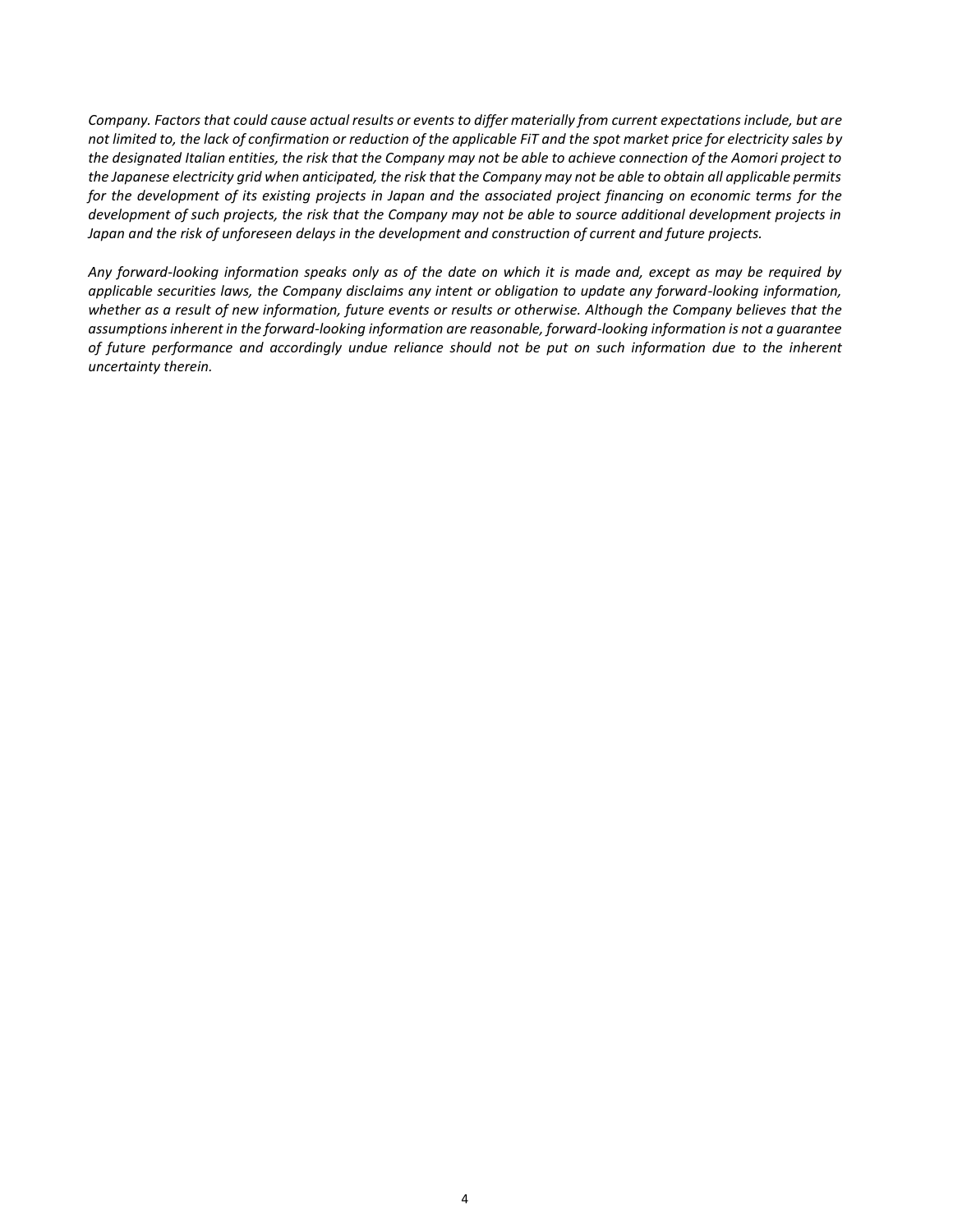*Company. Factors that could cause actual results or events to differ materially from current expectations include, but are not limited to, the lack of confirmation or reduction of the applicable FiT and the spot market price for electricity sales by the designated Italian entities, the risk that the Company may not be able to achieve connection of the Aomori project to the Japanese electricity grid when anticipated, the risk that the Company may not be able to obtain all applicable permits for the development of its existing projects in Japan and the associated project financing on economic terms for the development of such projects, the risk that the Company may not be able to source additional development projects in Japan and the risk of unforeseen delays in the development and construction of current and future projects.*

*Any forward-looking information speaks only as of the date on which it is made and, except as may be required by applicable securities laws, the Company disclaims any intent or obligation to update any forward-looking information, whether as a result of new information, future events or results or otherwise. Although the Company believes that the assumptions inherent in the forward-looking information are reasonable, forward-looking information is not a guarantee of future performance and accordingly undue reliance should not be put on such information due to the inherent uncertainty therein.*